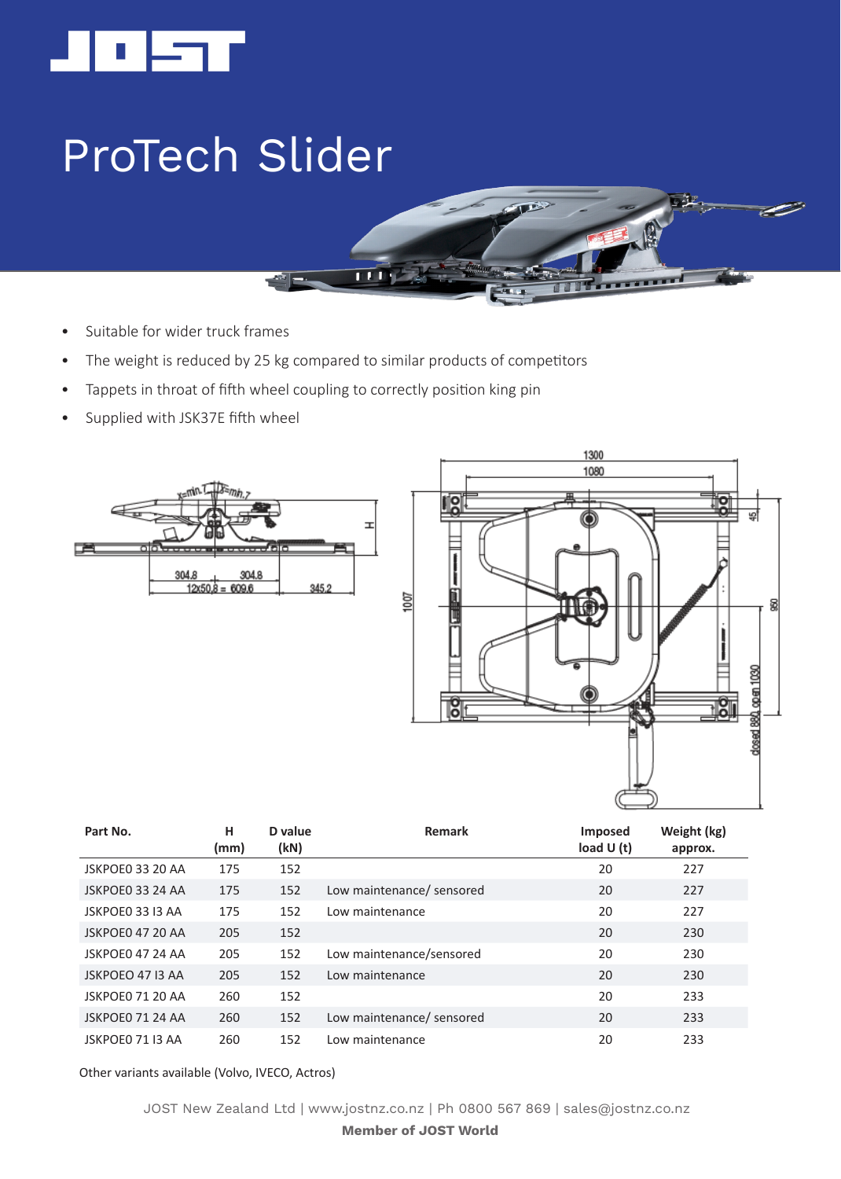# ProTech Slider

- Suitable for wider truck frames
- The weight is reduced by 25 kg compared to similar products of competitors
- Tappets in throat of fifth wheel coupling to correctly position king pin
- Supplied with JSK37E fifth wheel

| Part No. | H (mm) | D value (kN) | Remark | Imposed load U (t) | Weight (kg) approx. |
|---|---|---|---|---|---|
| JSKPOE0 33 20 AA | 175 | 152 | | 20 | 227 |
| JSKPOE0 33 24 AA | 175 | 152 | Low maintenance/ sensored | 20 | 227 |
| JSKPOE0 33 I3 AA | 175 | 152 | Low maintenance | 20 | 227 |
| JSKPOE0 47 20 AA | 205 | 152 | | 20 | 230 |
| JSKPOE0 47 24 AA | 205 | 152 | Low maintenance/sensored | 20 | 230 |
| JSKPOEO 47 I3 AA | 205 | 152 | Low maintenance | 20 | 230 |
| JSKPOE0 71 20 AA | 260 | 152 | | 20 | 233 |
| JSKPOE0 71 24 AA | 260 | 152 | Low maintenance/ sensored | 20 | 233 |
| JSKPOE0 71 I3 AA | 260 | 152 | Low maintenance | 20 | 233 |

Other variants available (Volvo, IVECO, Actros)

JOST New Zealand Ltd | www.jostnz.co.nz | Ph 0800 567 869 | sales@jostnz.co.nz

**Member of JOST World**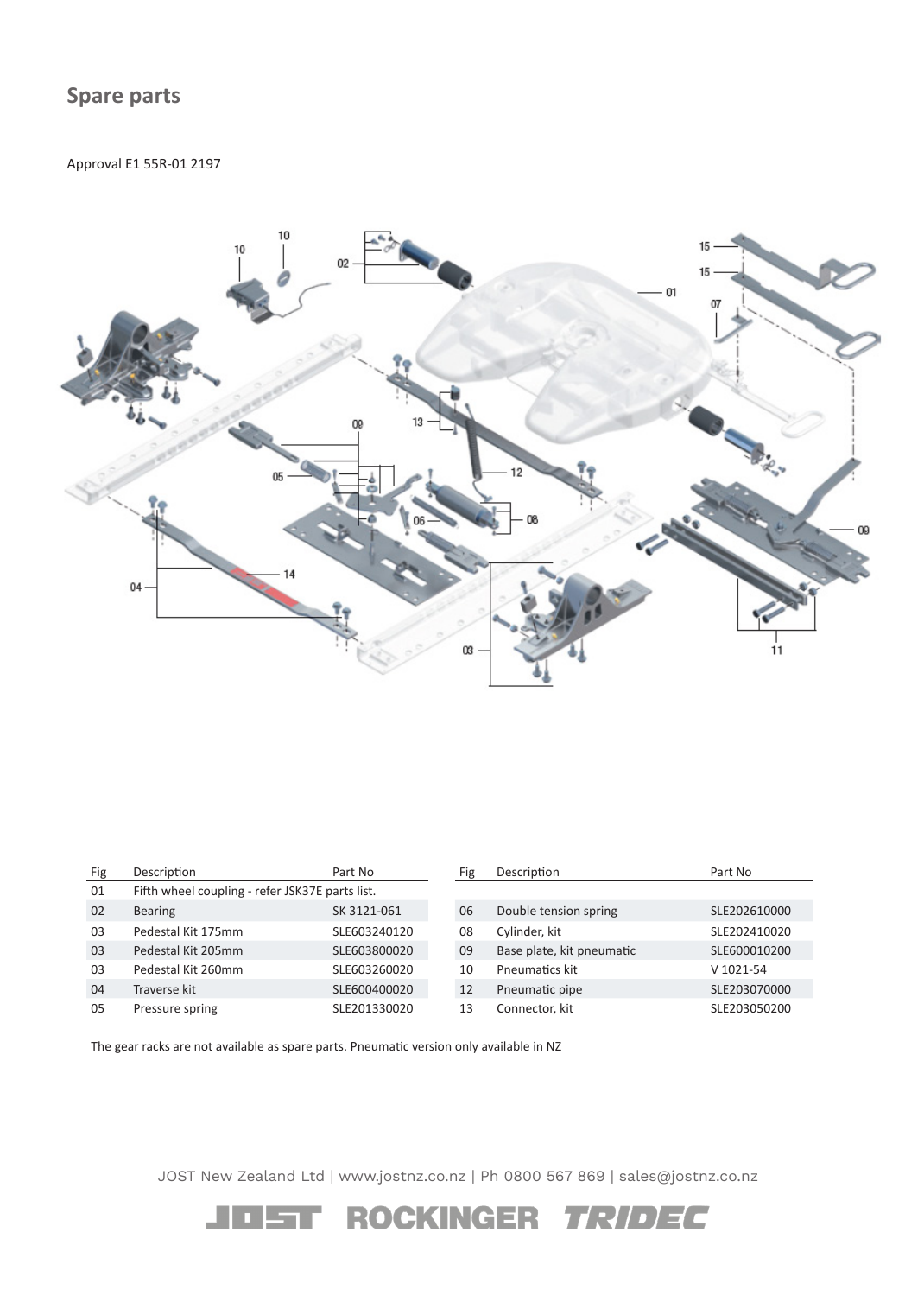## Spare parts

Approval E1 55R-01 2197

| Fig | Description | Part No |
|---|---|---|
| 01 | Fifth wheel coupling - refer JSK37E parts list. | |
| 02 | Bearing | SK 3121-061 |
| 03 | Pedestal Kit 175mm | SLE603240120 |
| 03 | Pedestal Kit 205mm | SLE603800020 |
| 03 | Pedestal Kit 260mm | SLE603260020 |
| 04 | Traverse kit | SLE600400020 |
| 05 | Pressure spring | SLE201330020 |

| Fig | Description | Part No |
|---|---|---|
| 06 | Double tension spring | SLE202610000 |
| 08 | Cylinder, kit | SLE202410020 |
| 09 | Base plate, kit pneumatic | SLE600010200 |
| 10 | Pneumatics kit | V 1021-54 |
| 12 | Pneumatic pipe | SLE203070000 |
| 13 | Connector, kit | SLE203050200 |

The gear racks are not available as spare parts. Pneumatic version only available in NZ

JOST New Zealand Ltd | www.jostnz.co.nz | Ph 0800 567 869 | sales@jostnz.co.nz

JOST ROCKINGER TRIDEC